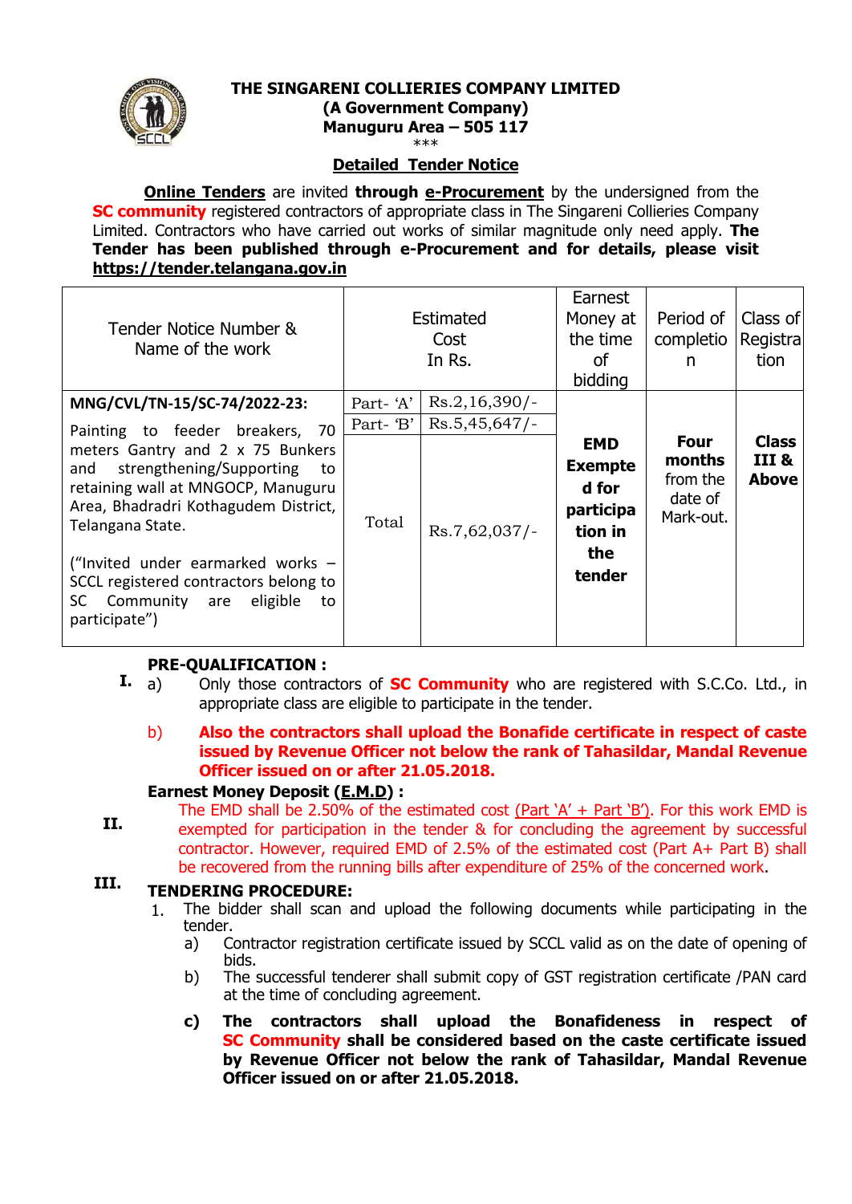# THE SINGARENI COLLIERIES COMPANY LIMITED
**(A Government Company)**
**Manuguru Area – 505 117**

***

## Detailed Tender Notice

**Online Tenders** are invited **through e-Procurement** by the undersigned from the **SC community** registered contractors of appropriate class in The Singareni Collieries Company Limited. Contractors who have carried out works of similar magnitude only need apply. **The Tender has been published through e-Procurement and for details, please visit https://tender.telangana.gov.in**

| Tender Notice Number & Name of the work | Estimated Cost In Rs. | | Earnest Money at the time of bidding | Period of completion | Class of Registration |
|---|---|---|---|---|---|
| **MNG/CVL/TN-15/SC-74/2022-23:** Painting to feeder breakers, 70 meters Gantry and 2 x 75 Bunkers and strengthening/Supporting to retaining wall at MNGOCP, Manuguru Area, Bhadradri Kothagudem District, Telangana State. ("Invited under earmarked works – SCCL registered contractors belong to SC Community are eligible to participate") | Part- 'A' | Rs.2,16,390/- | **EMD Exempted for participation in the tender** | **Four months** from the date of Mark-out. | **Class III & Above** |
| | Part- 'B' | Rs.5,45,647/- | | | |
| | Total | Rs.7,62,037/- | | | |

**I. PRE-QUALIFICATION :**

a) Only those contractors of **SC Community** who are registered with S.C.Co. Ltd., in appropriate class are eligible to participate in the tender.

b) **Also the contractors shall upload the Bonafide certificate in respect of caste issued by Revenue Officer not below the rank of Tahasildar, Mandal Revenue Officer issued on or after 21.05.2018.**

**II. Earnest Money Deposit (E.M.D) :**

The EMD shall be 2.50% of the estimated cost (Part 'A' + Part 'B'). For this work EMD is exempted for participation in the tender & for concluding the agreement by successful contractor. However, required EMD of 2.5% of the estimated cost (Part A+ Part B) shall be recovered from the running bills after expenditure of 25% of the concerned work.

**III. TENDERING PROCEDURE:**

1. The bidder shall scan and upload the following documents while participating in the tender.
   a) Contractor registration certificate issued by SCCL valid as on the date of opening of bids.
   b) The successful tenderer shall submit copy of GST registration certificate /PAN card at the time of concluding agreement.
   c) **The contractors shall upload the Bonafideness in respect of SC Community shall be considered based on the caste certificate issued by Revenue Officer not below the rank of Tahasildar, Mandal Revenue Officer issued on or after 21.05.2018.**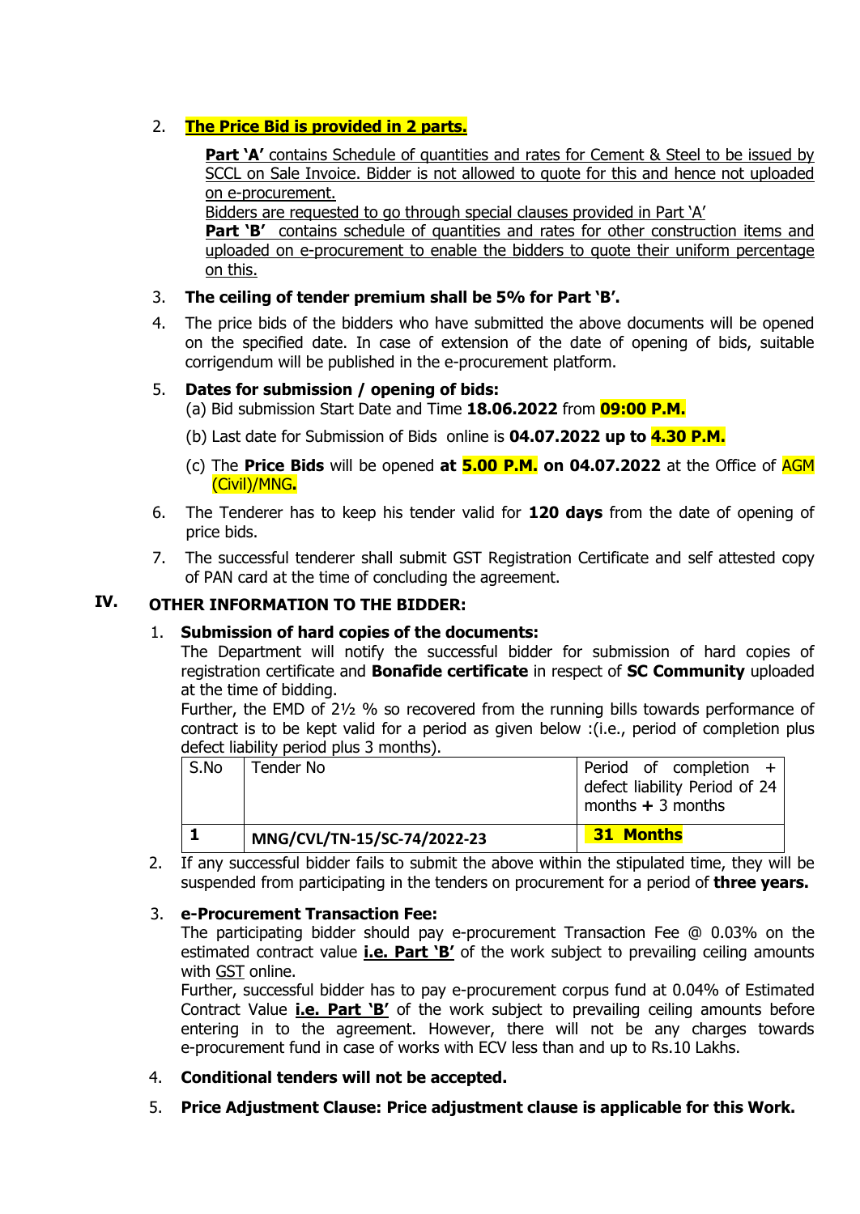2. **The Price Bid is provided in 2 parts.**

   **Part 'A'** contains Schedule of quantities and rates for Cement & Steel to be issued by SCCL on Sale Invoice. Bidder is not allowed to quote for this and hence not uploaded on e-procurement.
   Bidders are requested to go through special clauses provided in Part 'A'
   **Part 'B'** contains schedule of quantities and rates for other construction items and uploaded on e-procurement to enable the bidders to quote their uniform percentage on this.

3. **The ceiling of tender premium shall be 5% for Part 'B'.**

4. The price bids of the bidders who have submitted the above documents will be opened on the specified date. In case of extension of the date of opening of bids, suitable corrigendum will be published in the e-procurement platform.

5. **Dates for submission / opening of bids:**
   (a) Bid submission Start Date and Time **18.06.2022** from **09:00 P.M.**

   (b) Last date for Submission of Bids online is **04.07.2022 up to 4.30 P.M.**

   (c) The **Price Bids** will be opened **at 5.00 P.M. on 04.07.2022** at the Office of AGM (Civil)/MNG**.**

6. The Tenderer has to keep his tender valid for **120 days** from the date of opening of price bids.

7. The successful tenderer shall submit GST Registration Certificate and self attested copy of PAN card at the time of concluding the agreement.

## IV. OTHER INFORMATION TO THE BIDDER:

1. **Submission of hard copies of the documents:**
   The Department will notify the successful bidder for submission of hard copies of registration certificate and **Bonafide certificate** in respect of **SC Community** uploaded at the time of bidding.
   Further, the EMD of 2½ % so recovered from the running bills towards performance of contract is to be kept valid for a period as given below :(i.e., period of completion plus defect liability period plus 3 months).

| S.No | Tender No | Period of completion + defect liability Period of 24 months + 3 months |
|---|---|---|
| **1** | **MNG/CVL/TN-15/SC-74/2022-23** | **31 Months** |

2. If any successful bidder fails to submit the above within the stipulated time, they will be suspended from participating in the tenders on procurement for a period of **three years.**

3. **e-Procurement Transaction Fee:**
   The participating bidder should pay e-procurement Transaction Fee @ 0.03% on the estimated contract value **i.e. Part 'B'** of the work subject to prevailing ceiling amounts with GST online.
   Further, successful bidder has to pay e-procurement corpus fund at 0.04% of Estimated Contract Value **i.e. Part 'B'** of the work subject to prevailing ceiling amounts before entering in to the agreement. However, there will not be any charges towards e-procurement fund in case of works with ECV less than and up to Rs.10 Lakhs.

4. **Conditional tenders will not be accepted.**

5. **Price Adjustment Clause: Price adjustment clause is applicable for this Work.**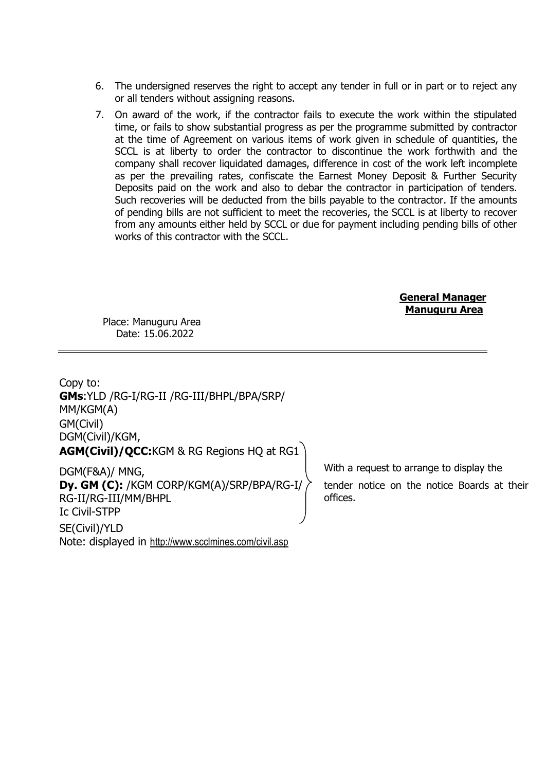6. The undersigned reserves the right to accept any tender in full or in part or to reject any or all tenders without assigning reasons.
7. On award of the work, if the contractor fails to execute the work within the stipulated time, or fails to show substantial progress as per the programme submitted by contractor at the time of Agreement on various items of work given in schedule of quantities, the SCCL is at liberty to order the contractor to discontinue the work forthwith and the company shall recover liquidated damages, difference in cost of the work left incomplete as per the prevailing rates, confiscate the Earnest Money Deposit & Further Security Deposits paid on the work and also to debar the contractor in participation of tenders. Such recoveries will be deducted from the bills payable to the contractor. If the amounts of pending bills are not sufficient to meet the recoveries, the SCCL is at liberty to recover from any amounts either held by SCCL or due for payment including pending bills of other works of this contractor with the SCCL.

**General Manager**
**Manuguru Area**

Place: Manuguru Area
Date: 15.06.2022

---

Copy to:
**GMs**:YLD /RG-I/RG-II /RG-III/BHPL/BPA/SRP/ MM/KGM(A)
GM(Civil)
DGM(Civil)/KGM,
**AGM(Civil)/QCC:**KGM & RG Regions HQ at RG1
DGM(F&A)/ MNG,
**Dy. GM (C):** /KGM CORP/KGM(A)/SRP/BPA/RG-I/ RG-II/RG-III/MM/BHPL
Ic Civil-STPP

} With a request to arrange to display the tender notice on the notice Boards at their offices.

SE(Civil)/YLD
Note: displayed in http://www.scclmines.com/civil.asp